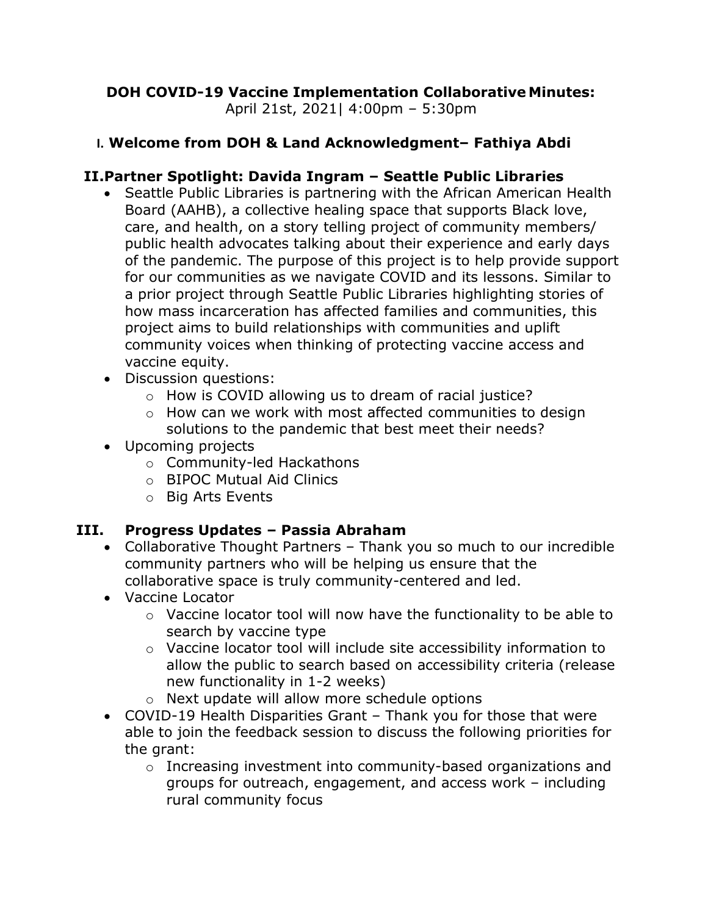**DOH COVID-19 Vaccine Implementation Collaborative Minutes:**
April 21st, 2021| 4:00pm – 5:30pm

## I. Welcome from DOH & Land Acknowledgment– Fathiya Abdi

## II. Partner Spotlight: Davida Ingram – Seattle Public Libraries

- Seattle Public Libraries is partnering with the African American Health Board (AAHB), a collective healing space that supports Black love, care, and health, on a story telling project of community members/ public health advocates talking about their experience and early days of the pandemic. The purpose of this project is to help provide support for our communities as we navigate COVID and its lessons. Similar to a prior project through Seattle Public Libraries highlighting stories of how mass incarceration has affected families and communities, this project aims to build relationships with communities and uplift community voices when thinking of protecting vaccine access and vaccine equity.
- Discussion questions:
  - How is COVID allowing us to dream of racial justice?
  - How can we work with most affected communities to design solutions to the pandemic that best meet their needs?
- Upcoming projects
  - Community-led Hackathons
  - BIPOC Mutual Aid Clinics
  - Big Arts Events

## III. Progress Updates – Passia Abraham

- Collaborative Thought Partners – Thank you so much to our incredible community partners who will be helping us ensure that the collaborative space is truly community-centered and led.
- Vaccine Locator
  - Vaccine locator tool will now have the functionality to be able to search by vaccine type
  - Vaccine locator tool will include site accessibility information to allow the public to search based on accessibility criteria (release new functionality in 1-2 weeks)
  - Next update will allow more schedule options
- COVID-19 Health Disparities Grant – Thank you for those that were able to join the feedback session to discuss the following priorities for the grant:
  - Increasing investment into community-based organizations and groups for outreach, engagement, and access work – including rural community focus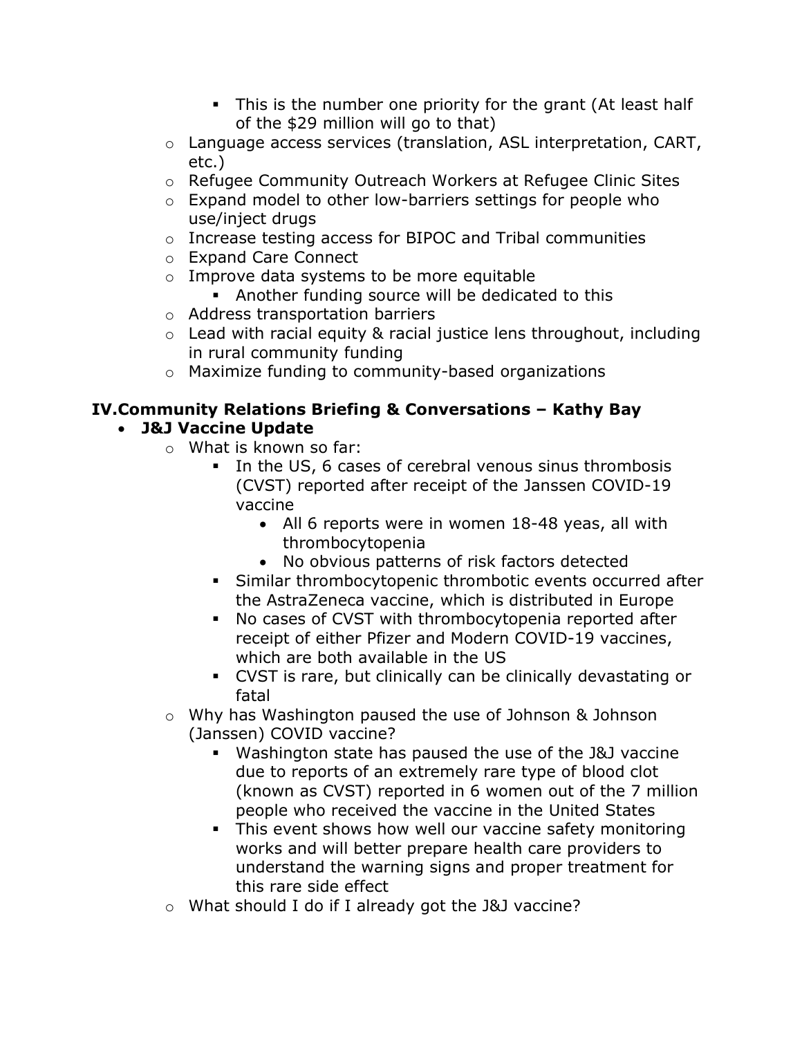- This is the number one priority for the grant (At least half of the $29 million will go to that)
    - Language access services (translation, ASL interpretation, CART, etc.)
    - Refugee Community Outreach Workers at Refugee Clinic Sites
    - Expand model to other low-barriers settings for people who use/inject drugs
    - Increase testing access for BIPOC and Tribal communities
    - Expand Care Connect
    - Improve data systems to be more equitable
        - Another funding source will be dedicated to this
    - Address transportation barriers
    - Lead with racial equity & racial justice lens throughout, including in rural community funding
    - Maximize funding to community-based organizations

## IV. Community Relations Briefing & Conversations – Kathy Bay

- **J&J Vaccine Update**
    - What is known so far:
        - In the US, 6 cases of cerebral venous sinus thrombosis (CVST) reported after receipt of the Janssen COVID-19 vaccine
            - All 6 reports were in women 18-48 yeas, all with thrombocytopenia
            - No obvious patterns of risk factors detected
        - Similar thrombocytopenic thrombotic events occurred after the AstraZeneca vaccine, which is distributed in Europe
        - No cases of CVST with thrombocytopenia reported after receipt of either Pfizer and Modern COVID-19 vaccines, which are both available in the US
        - CVST is rare, but clinically can be clinically devastating or fatal
    - Why has Washington paused the use of Johnson & Johnson (Janssen) COVID vaccine?
        - Washington state has paused the use of the J&J vaccine due to reports of an extremely rare type of blood clot (known as CVST) reported in 6 women out of the 7 million people who received the vaccine in the United States
        - This event shows how well our vaccine safety monitoring works and will better prepare health care providers to understand the warning signs and proper treatment for this rare side effect
    - What should I do if I already got the J&J vaccine?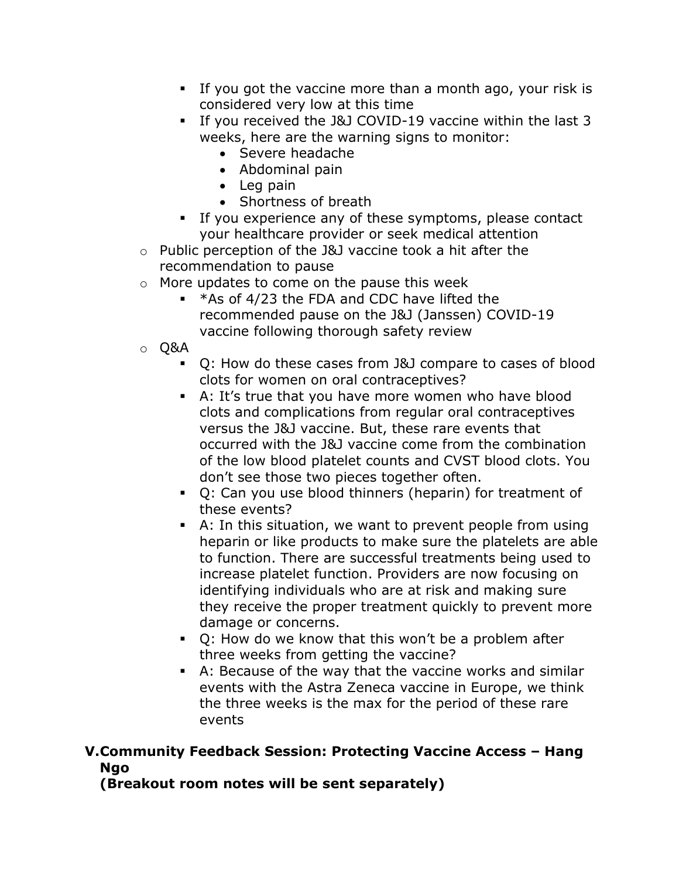- If you got the vaccine more than a month ago, your risk is considered very low at this time
    - If you received the J&J COVID-19 vaccine within the last 3 weeks, here are the warning signs to monitor:
      - Severe headache
      - Abdominal pain
      - Leg pain
      - Shortness of breath
    - If you experience any of these symptoms, please contact your healthcare provider or seek medical attention
  - Public perception of the J&J vaccine took a hit after the recommendation to pause
  - More updates to come on the pause this week
    - *As of 4/23 the FDA and CDC have lifted the recommended pause on the J&J (Janssen) COVID-19 vaccine following thorough safety review
  - Q&A
    - Q: How do these cases from J&J compare to cases of blood clots for women on oral contraceptives?
    - A: It's true that you have more women who have blood clots and complications from regular oral contraceptives versus the J&J vaccine. But, these rare events that occurred with the J&J vaccine come from the combination of the low blood platelet counts and CVST blood clots. You don't see those two pieces together often.
    - Q: Can you use blood thinners (heparin) for treatment of these events?
    - A: In this situation, we want to prevent people from using heparin or like products to make sure the platelets are able to function. There are successful treatments being used to increase platelet function. Providers are now focusing on identifying individuals who are at risk and making sure they receive the proper treatment quickly to prevent more damage or concerns.
    - Q: How do we know that this won't be a problem after three weeks from getting the vaccine?
    - A: Because of the way that the vaccine works and similar events with the Astra Zeneca vaccine in Europe, we think the three weeks is the max for the period of these rare events

**V. Community Feedback Session: Protecting Vaccine Access – Hang Ngo**
**(Breakout room notes will be sent separately)**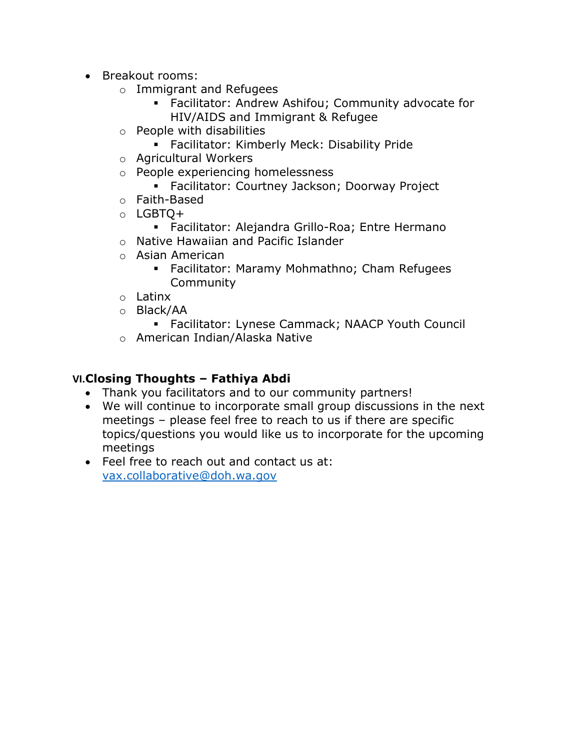- Breakout rooms:
  - Immigrant and Refugees
    - Facilitator: Andrew Ashifou; Community advocate for HIV/AIDS and Immigrant & Refugee
  - People with disabilities
    - Facilitator: Kimberly Meck: Disability Pride
  - Agricultural Workers
  - People experiencing homelessness
    - Facilitator: Courtney Jackson; Doorway Project
  - Faith-Based
  - LGBTQ+
    - Facilitator: Alejandra Grillo-Roa; Entre Hermano
  - Native Hawaiian and Pacific Islander
  - Asian American
    - Facilitator: Maramy Mohmathno; Cham Refugees Community
  - Latinx
  - Black/AA
    - Facilitator: Lynese Cammack; NAACP Youth Council
  - American Indian/Alaska Native

## VI. Closing Thoughts – Fathiya Abdi

- Thank you facilitators and to our community partners!
- We will continue to incorporate small group discussions in the next meetings – please feel free to reach to us if there are specific topics/questions you would like us to incorporate for the upcoming meetings
- Feel free to reach out and contact us at: vax.collaborative@doh.wa.gov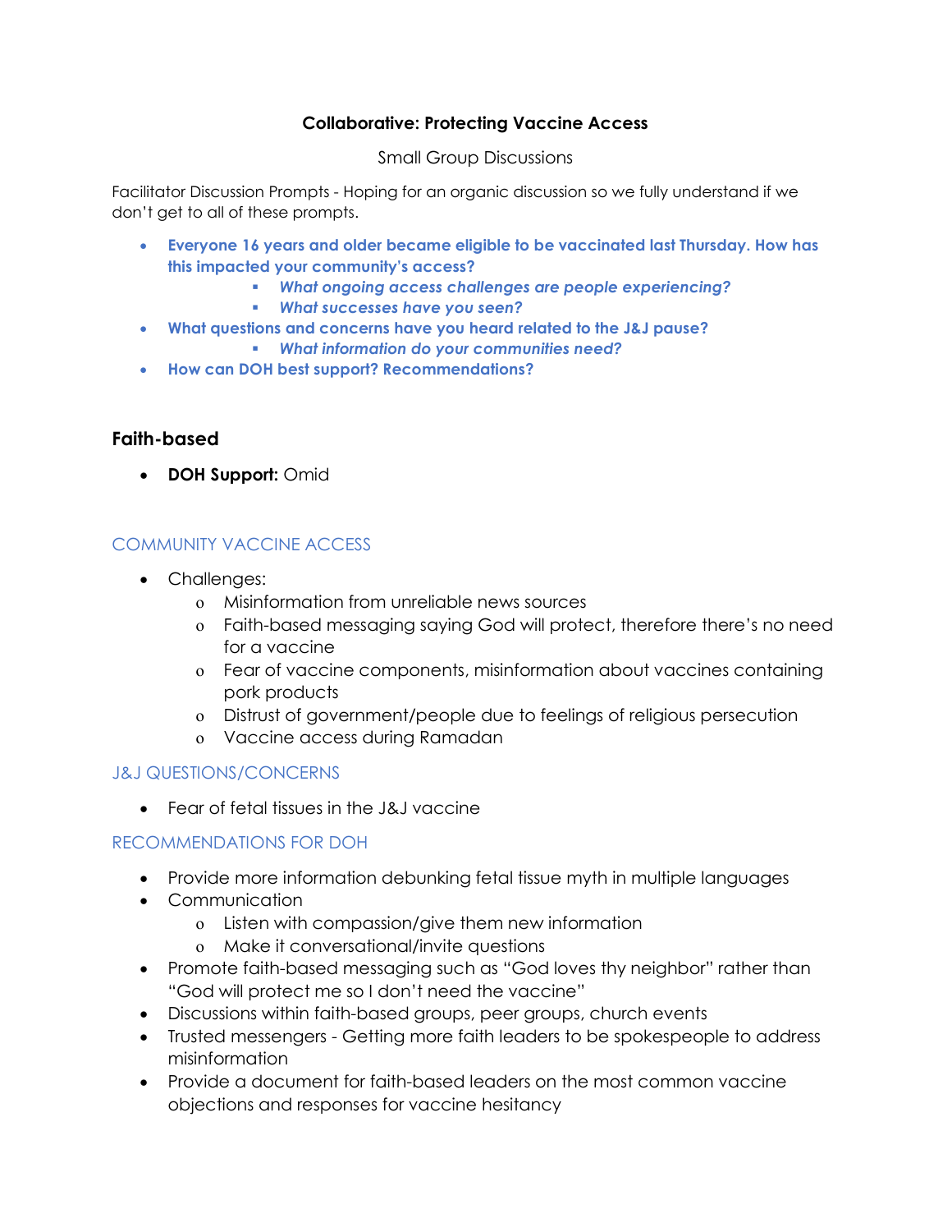**Collaborative: Protecting Vaccine Access**

Small Group Discussions

Facilitator Discussion Prompts - Hoping for an organic discussion so we fully understand if we don't get to all of these prompts.

- **Everyone 16 years and older became eligible to be vaccinated last Thursday. How has this impacted your community's access?**
  - ***What ongoing access challenges are people experiencing?***
  - ***What successes have you seen?***
- **What questions and concerns have you heard related to the J&J pause?**
  - ***What information do your communities need?***
- **How can DOH best support? Recommendations?**

## Faith-based

- **DOH Support:** Omid

### COMMUNITY VACCINE ACCESS

- Challenges:
  - Misinformation from unreliable news sources
  - Faith-based messaging saying God will protect, therefore there's no need for a vaccine
  - Fear of vaccine components, misinformation about vaccines containing pork products
  - Distrust of government/people due to feelings of religious persecution
  - Vaccine access during Ramadan

### J&J QUESTIONS/CONCERNS

- Fear of fetal tissues in the J&J vaccine

### RECOMMENDATIONS FOR DOH

- Provide more information debunking fetal tissue myth in multiple languages
- Communication
  - Listen with compassion/give them new information
  - Make it conversational/invite questions
- Promote faith-based messaging such as "God loves thy neighbor" rather than "God will protect me so I don't need the vaccine"
- Discussions within faith-based groups, peer groups, church events
- Trusted messengers - Getting more faith leaders to be spokespeople to address misinformation
- Provide a document for faith-based leaders on the most common vaccine objections and responses for vaccine hesitancy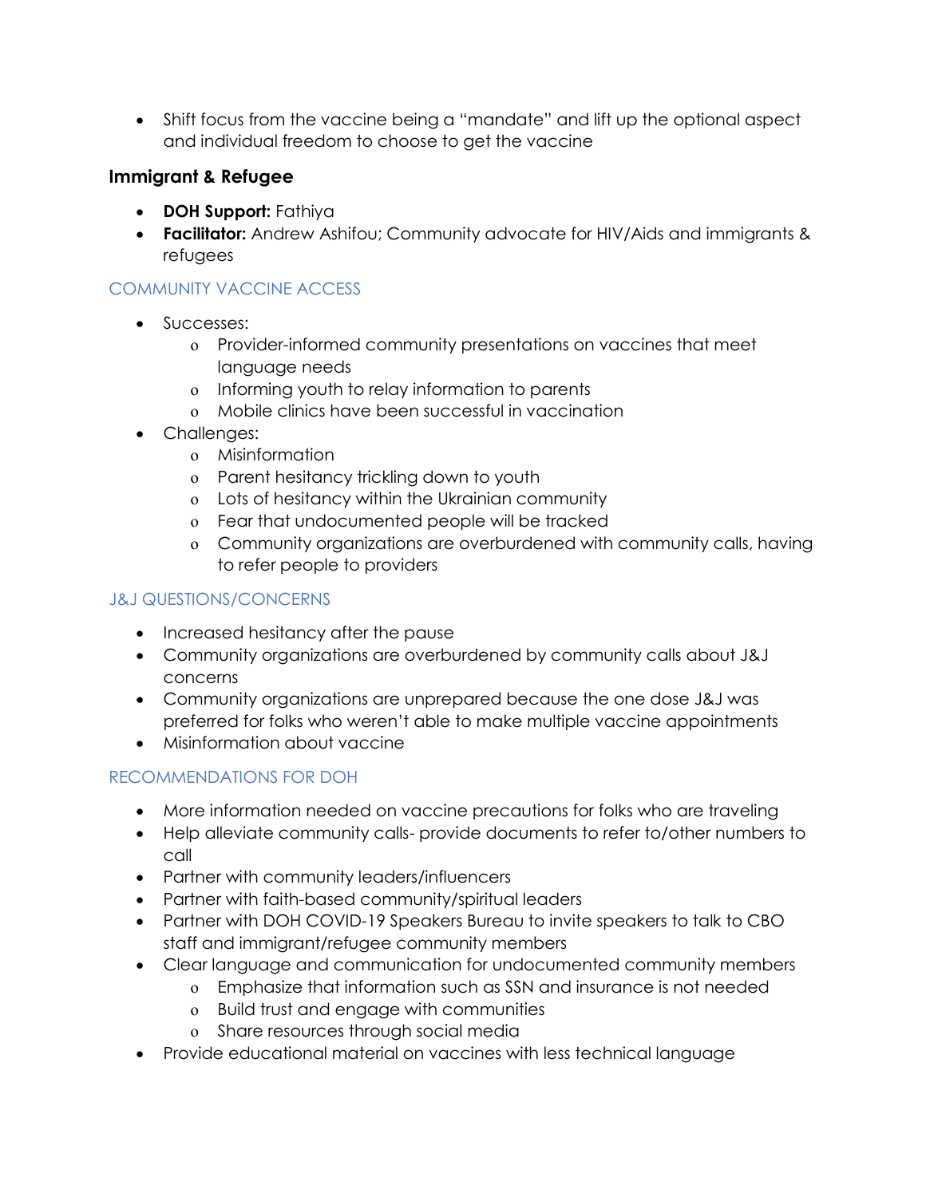- Shift focus from the vaccine being a "mandate" and lift up the optional aspect and individual freedom to choose to get the vaccine

### Immigrant & Refugee

- **DOH Support:** Fathiya
- **Facilitator:** Andrew Ashifou; Community advocate for HIV/Aids and immigrants & refugees

#### COMMUNITY VACCINE ACCESS

- Successes:
  - Provider-informed community presentations on vaccines that meet language needs
  - Informing youth to relay information to parents
  - Mobile clinics have been successful in vaccination
- Challenges:
  - Misinformation
  - Parent hesitancy trickling down to youth
  - Lots of hesitancy within the Ukrainian community
  - Fear that undocumented people will be tracked
  - Community organizations are overburdened with community calls, having to refer people to providers

#### J&J QUESTIONS/CONCERNS

- Increased hesitancy after the pause
- Community organizations are overburdened by community calls about J&J concerns
- Community organizations are unprepared because the one dose J&J was preferred for folks who weren't able to make multiple vaccine appointments
- Misinformation about vaccine

#### RECOMMENDATIONS FOR DOH

- More information needed on vaccine precautions for folks who are traveling
- Help alleviate community calls- provide documents to refer to/other numbers to call
- Partner with community leaders/influencers
- Partner with faith-based community/spiritual leaders
- Partner with DOH COVID-19 Speakers Bureau to invite speakers to talk to CBO staff and immigrant/refugee community members
- Clear language and communication for undocumented community members
  - Emphasize that information such as SSN and insurance is not needed
  - Build trust and engage with communities
  - Share resources through social media
- Provide educational material on vaccines with less technical language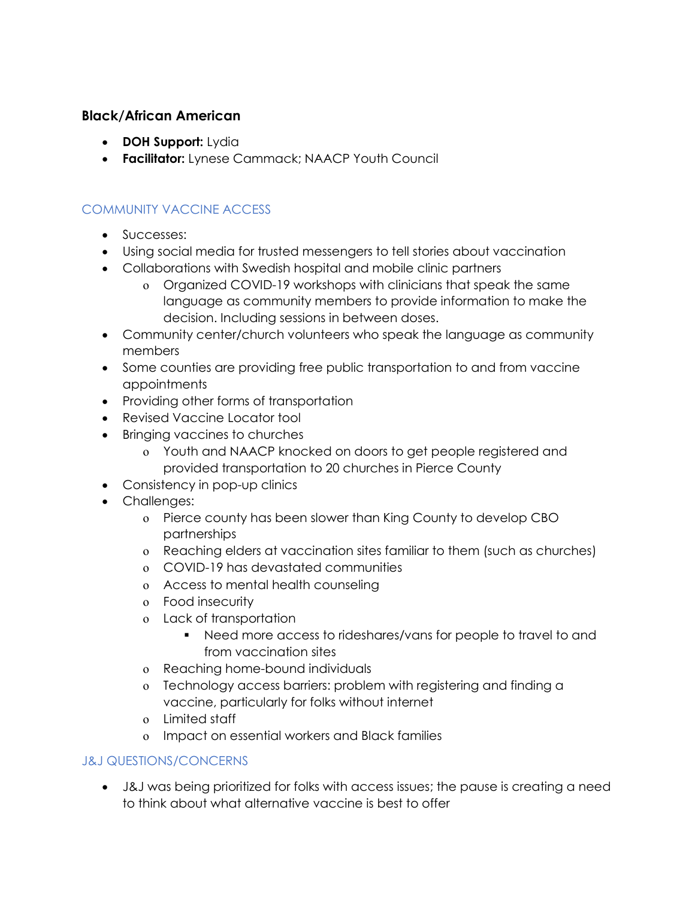### Black/African American

- **DOH Support:** Lydia
- **Facilitator:** Lynese Cammack; NAACP Youth Council

#### COMMUNITY VACCINE ACCESS

- Successes:
- Using social media for trusted messengers to tell stories about vaccination
- Collaborations with Swedish hospital and mobile clinic partners
  - Organized COVID-19 workshops with clinicians that speak the same language as community members to provide information to make the decision. Including sessions in between doses.
- Community center/church volunteers who speak the language as community members
- Some counties are providing free public transportation to and from vaccine appointments
- Providing other forms of transportation
- Revised Vaccine Locator tool
- Bringing vaccines to churches
  - Youth and NAACP knocked on doors to get people registered and provided transportation to 20 churches in Pierce County
- Consistency in pop-up clinics
- Challenges:
  - Pierce county has been slower than King County to develop CBO partnerships
  - Reaching elders at vaccination sites familiar to them (such as churches)
  - COVID-19 has devastated communities
  - Access to mental health counseling
  - Food insecurity
  - Lack of transportation
    - Need more access to rideshares/vans for people to travel to and from vaccination sites
  - Reaching home-bound individuals
  - Technology access barriers: problem with registering and finding a vaccine, particularly for folks without internet
  - Limited staff
  - Impact on essential workers and Black families

#### J&J QUESTIONS/CONCERNS

- J&J was being prioritized for folks with access issues; the pause is creating a need to think about what alternative vaccine is best to offer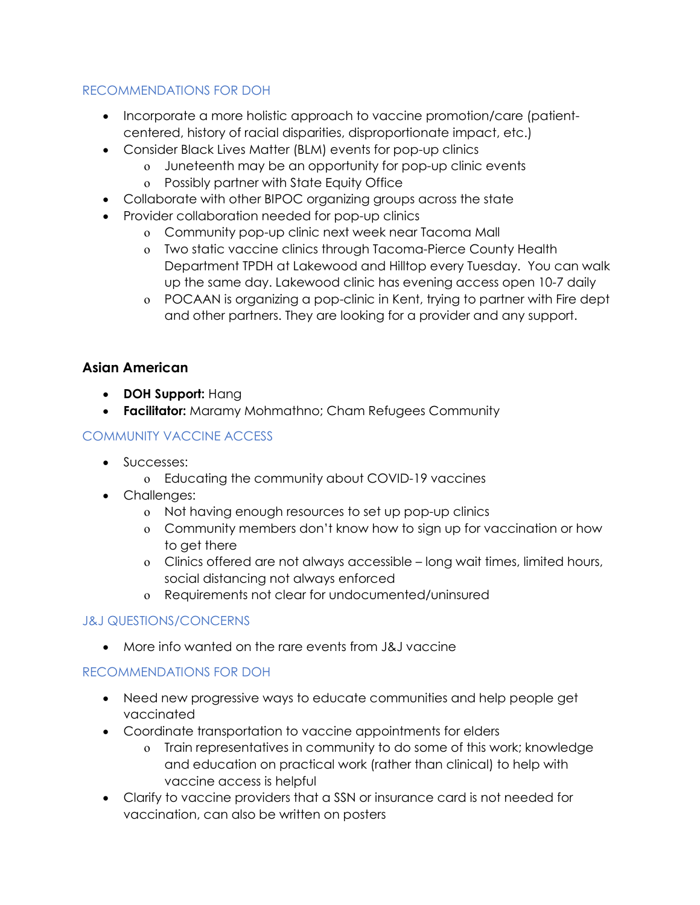### RECOMMENDATIONS FOR DOH

- Incorporate a more holistic approach to vaccine promotion/care (patient-centered, history of racial disparities, disproportionate impact, etc.)
- Consider Black Lives Matter (BLM) events for pop-up clinics
  - Juneteenth may be an opportunity for pop-up clinic events
  - Possibly partner with State Equity Office
- Collaborate with other BIPOC organizing groups across the state
- Provider collaboration needed for pop-up clinics
  - Community pop-up clinic next week near Tacoma Mall
  - Two static vaccine clinics through Tacoma-Pierce County Health Department TPDH at Lakewood and Hilltop every Tuesday. You can walk up the same day. Lakewood clinic has evening access open 10-7 daily
  - POCAAN is organizing a pop-clinic in Kent, trying to partner with Fire dept and other partners. They are looking for a provider and any support.

## Asian American

- **DOH Support:** Hang
- **Facilitator:** Maramy Mohmathno; Cham Refugees Community

### COMMUNITY VACCINE ACCESS

- Successes:
  - Educating the community about COVID-19 vaccines
- Challenges:
  - Not having enough resources to set up pop-up clinics
  - Community members don't know how to sign up for vaccination or how to get there
  - Clinics offered are not always accessible – long wait times, limited hours, social distancing not always enforced
  - Requirements not clear for undocumented/uninsured

### J&J QUESTIONS/CONCERNS

- More info wanted on the rare events from J&J vaccine

### RECOMMENDATIONS FOR DOH

- Need new progressive ways to educate communities and help people get vaccinated
- Coordinate transportation to vaccine appointments for elders
  - Train representatives in community to do some of this work; knowledge and education on practical work (rather than clinical) to help with vaccine access is helpful
- Clarify to vaccine providers that a SSN or insurance card is not needed for vaccination, can also be written on posters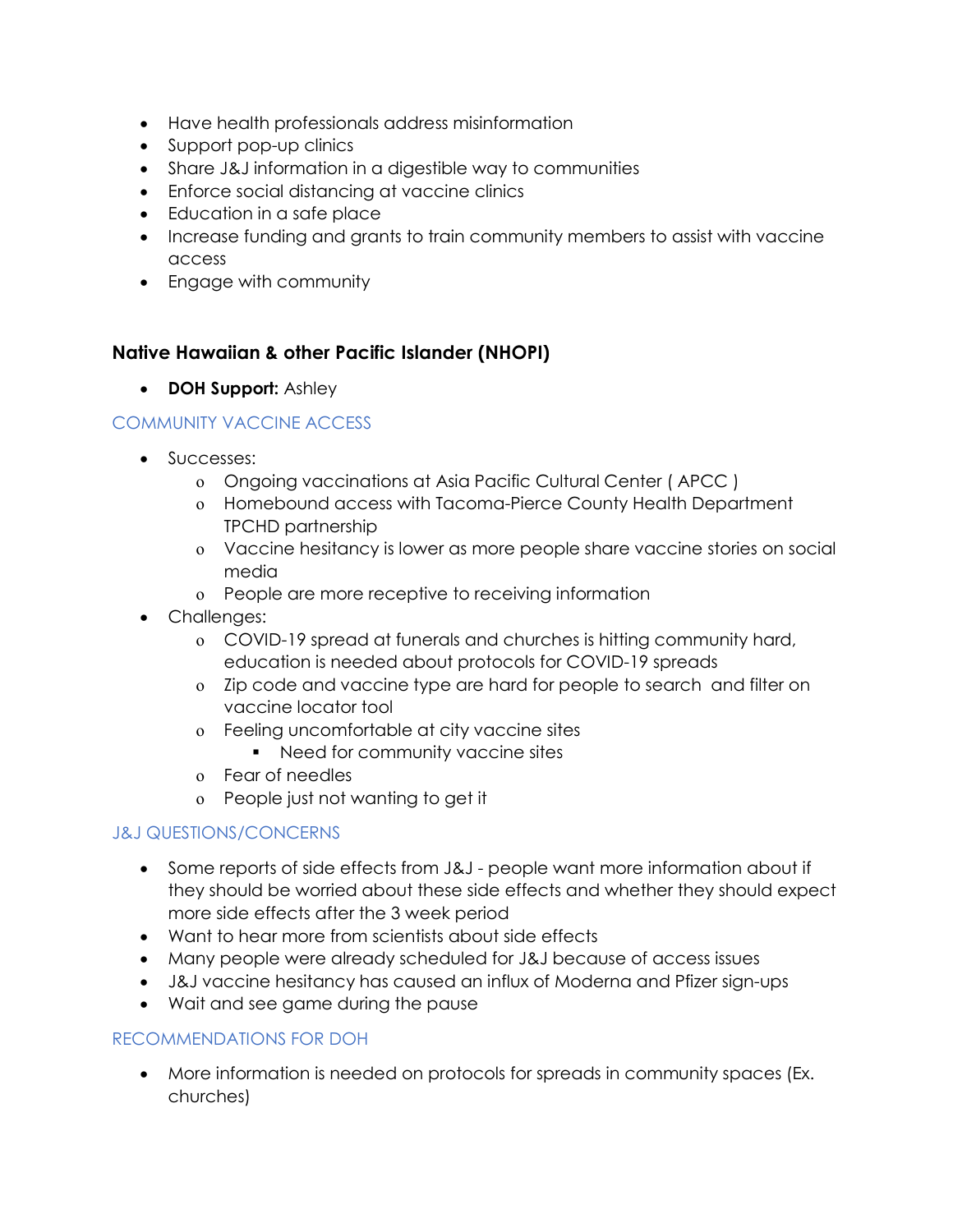- Have health professionals address misinformation
- Support pop-up clinics
- Share J&J information in a digestible way to communities
- Enforce social distancing at vaccine clinics
- Education in a safe place
- Increase funding and grants to train community members to assist with vaccine access
- Engage with community

### Native Hawaiian & other Pacific Islander (NHOPI)

- **DOH Support:** Ashley

#### COMMUNITY VACCINE ACCESS

- Successes:
  - Ongoing vaccinations at Asia Pacific Cultural Center ( APCC )
  - Homebound access with Tacoma-Pierce County Health Department TPCHD partnership
  - Vaccine hesitancy is lower as more people share vaccine stories on social media
  - People are more receptive to receiving information
- Challenges:
  - COVID-19 spread at funerals and churches is hitting community hard, education is needed about protocols for COVID-19 spreads
  - Zip code and vaccine type are hard for people to search and filter on vaccine locator tool
  - Feeling uncomfortable at city vaccine sites
    - Need for community vaccine sites
  - Fear of needles
  - People just not wanting to get it

#### J&J QUESTIONS/CONCERNS

- Some reports of side effects from J&J - people want more information about if they should be worried about these side effects and whether they should expect more side effects after the 3 week period
- Want to hear more from scientists about side effects
- Many people were already scheduled for J&J because of access issues
- J&J vaccine hesitancy has caused an influx of Moderna and Pfizer sign-ups
- Wait and see game during the pause

#### RECOMMENDATIONS FOR DOH

- More information is needed on protocols for spreads in community spaces (Ex. churches)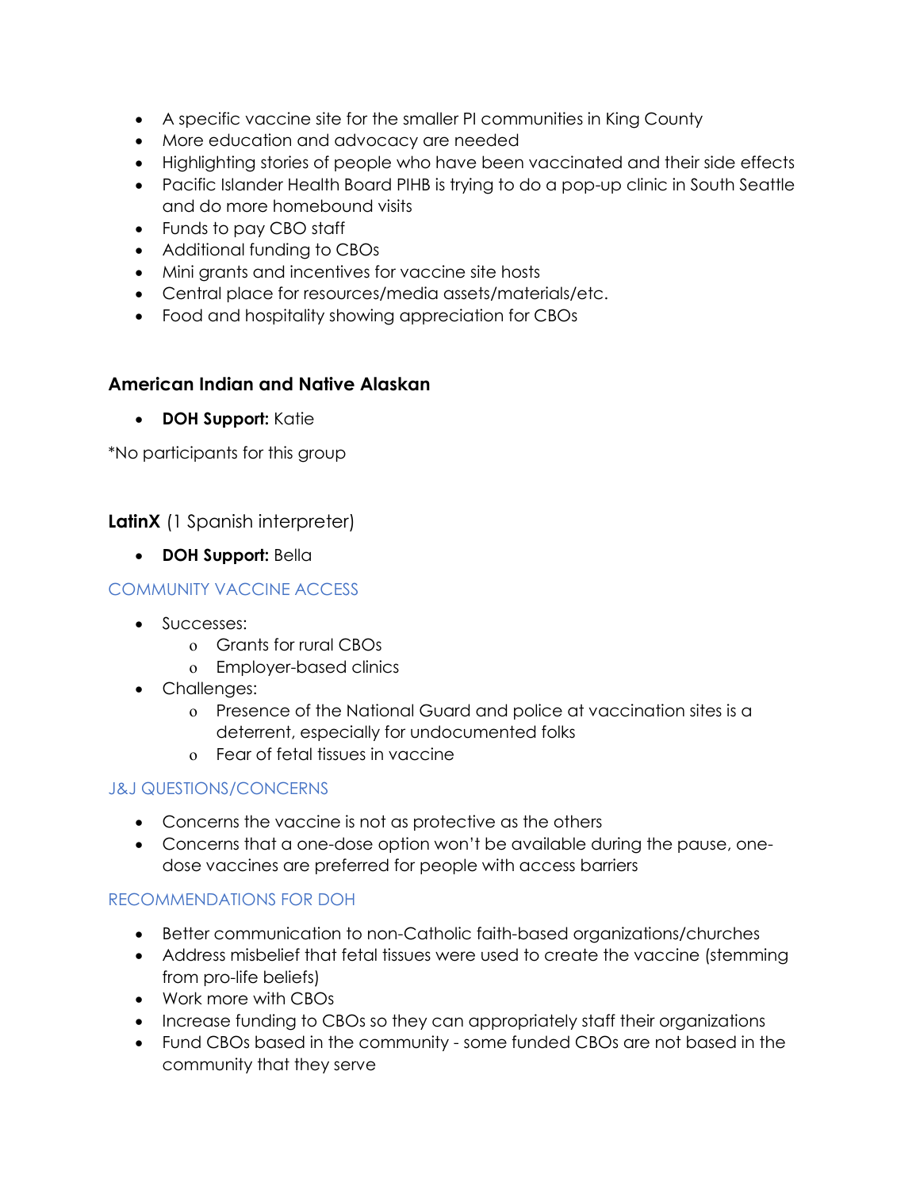- A specific vaccine site for the smaller PI communities in King County
- More education and advocacy are needed
- Highlighting stories of people who have been vaccinated and their side effects
- Pacific Islander Health Board PIHB is trying to do a pop-up clinic in South Seattle and do more homebound visits
- Funds to pay CBO staff
- Additional funding to CBOs
- Mini grants and incentives for vaccine site hosts
- Central place for resources/media assets/materials/etc.
- Food and hospitality showing appreciation for CBOs

### American Indian and Native Alaskan

- **DOH Support:** Katie

*No participants for this group

### LatinX (1 Spanish interpreter)

- **DOH Support:** Bella

#### COMMUNITY VACCINE ACCESS

- Successes:
  - Grants for rural CBOs
  - Employer-based clinics
- Challenges:
  - Presence of the National Guard and police at vaccination sites is a deterrent, especially for undocumented folks
  - Fear of fetal tissues in vaccine

#### J&J QUESTIONS/CONCERNS

- Concerns the vaccine is not as protective as the others
- Concerns that a one-dose option won't be available during the pause, one-dose vaccines are preferred for people with access barriers

#### RECOMMENDATIONS FOR DOH

- Better communication to non-Catholic faith-based organizations/churches
- Address misbelief that fetal tissues were used to create the vaccine (stemming from pro-life beliefs)
- Work more with CBOs
- Increase funding to CBOs so they can appropriately staff their organizations
- Fund CBOs based in the community - some funded CBOs are not based in the community that they serve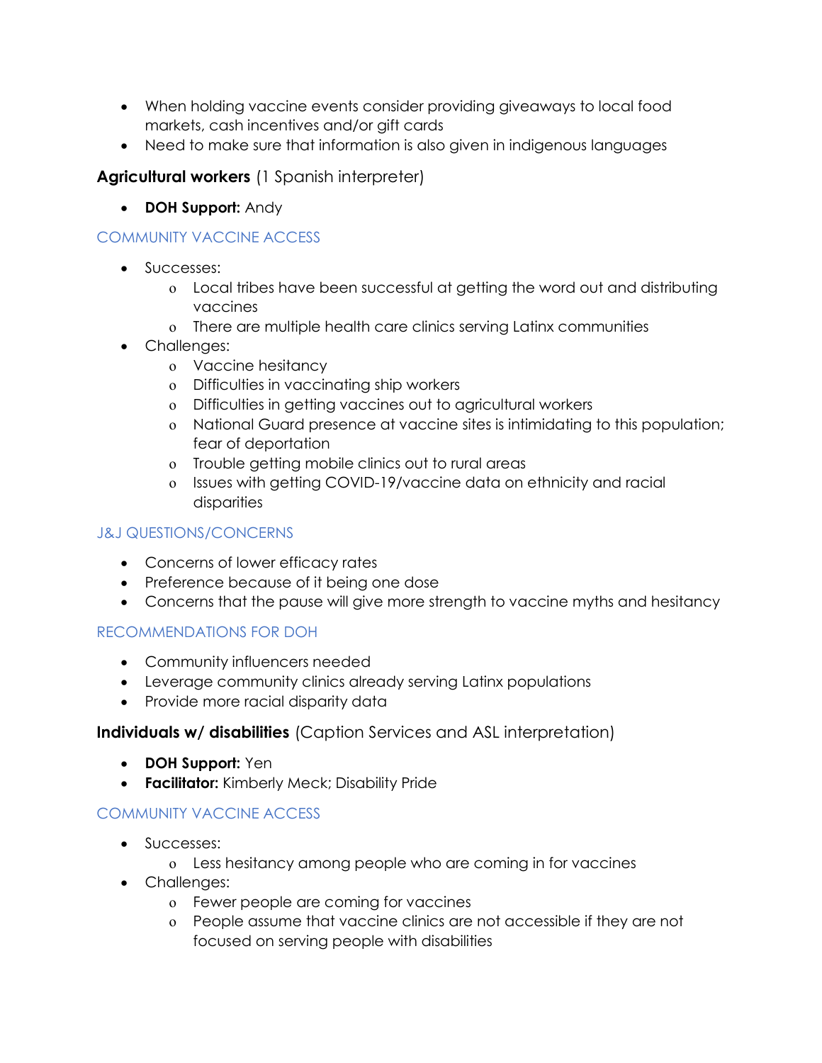- When holding vaccine events consider providing giveaways to local food markets, cash incentives and/or gift cards
- Need to make sure that information is also given in indigenous languages

**Agricultural workers** (1 Spanish interpreter)

- **DOH Support:** Andy

### COMMUNITY VACCINE ACCESS

- Successes:
  - Local tribes have been successful at getting the word out and distributing vaccines
  - There are multiple health care clinics serving Latinx communities
- Challenges:
  - Vaccine hesitancy
  - Difficulties in vaccinating ship workers
  - Difficulties in getting vaccines out to agricultural workers
  - National Guard presence at vaccine sites is intimidating to this population; fear of deportation
  - Trouble getting mobile clinics out to rural areas
  - Issues with getting COVID-19/vaccine data on ethnicity and racial disparities

### J&J QUESTIONS/CONCERNS

- Concerns of lower efficacy rates
- Preference because of it being one dose
- Concerns that the pause will give more strength to vaccine myths and hesitancy

### RECOMMENDATIONS FOR DOH

- Community influencers needed
- Leverage community clinics already serving Latinx populations
- Provide more racial disparity data

**Individuals w/ disabilities** (Caption Services and ASL interpretation)

- **DOH Support:** Yen
- **Facilitator:** Kimberly Meck; Disability Pride

### COMMUNITY VACCINE ACCESS

- Successes:
  - Less hesitancy among people who are coming in for vaccines
- Challenges:
  - Fewer people are coming for vaccines
  - People assume that vaccine clinics are not accessible if they are not focused on serving people with disabilities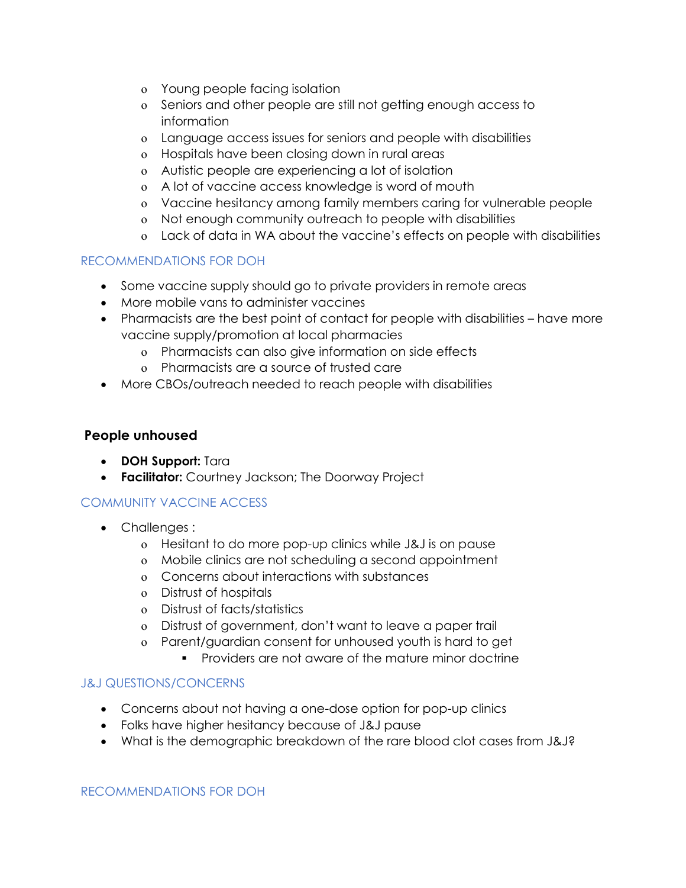- Young people facing isolation
    - Seniors and other people are still not getting enough access to information
    - Language access issues for seniors and people with disabilities
    - Hospitals have been closing down in rural areas
    - Autistic people are experiencing a lot of isolation
    - A lot of vaccine access knowledge is word of mouth
    - Vaccine hesitancy among family members caring for vulnerable people
    - Not enough community outreach to people with disabilities
    - Lack of data in WA about the vaccine's effects on people with disabilities

#### RECOMMENDATIONS FOR DOH

- Some vaccine supply should go to private providers in remote areas
- More mobile vans to administer vaccines
- Pharmacists are the best point of contact for people with disabilities – have more vaccine supply/promotion at local pharmacies
    - Pharmacists can also give information on side effects
    - Pharmacists are a source of trusted care
- More CBOs/outreach needed to reach people with disabilities

### People unhoused

- **DOH Support:** Tara
- **Facilitator:** Courtney Jackson; The Doorway Project

#### COMMUNITY VACCINE ACCESS

- Challenges :
    - Hesitant to do more pop-up clinics while J&J is on pause
    - Mobile clinics are not scheduling a second appointment
    - Concerns about interactions with substances
    - Distrust of hospitals
    - Distrust of facts/statistics
    - Distrust of government, don't want to leave a paper trail
    - Parent/guardian consent for unhoused youth is hard to get
        - Providers are not aware of the mature minor doctrine

#### J&J QUESTIONS/CONCERNS

- Concerns about not having a one-dose option for pop-up clinics
- Folks have higher hesitancy because of J&J pause
- What is the demographic breakdown of the rare blood clot cases from J&J?

#### RECOMMENDATIONS FOR DOH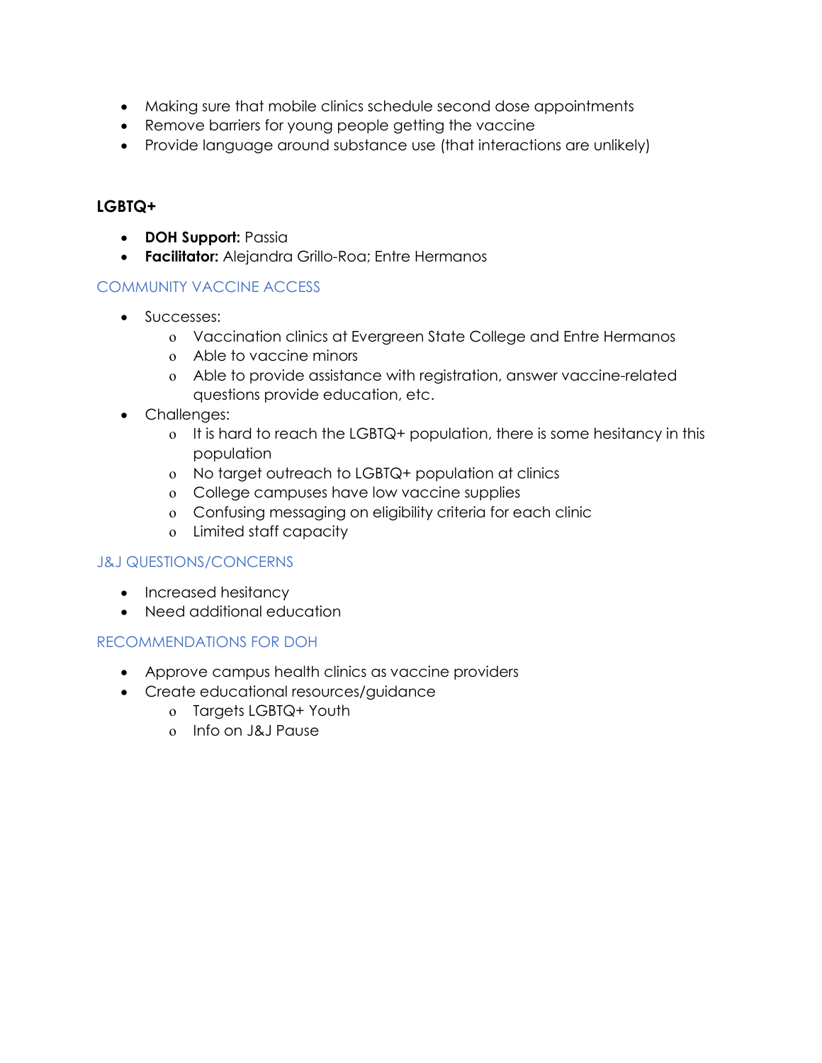- Making sure that mobile clinics schedule second dose appointments
- Remove barriers for young people getting the vaccine
- Provide language around substance use (that interactions are unlikely)

### LGBTQ+

- **DOH Support:** Passia
- **Facilitator:** Alejandra Grillo-Roa; Entre Hermanos

#### COMMUNITY VACCINE ACCESS

- Successes:
  - Vaccination clinics at Evergreen State College and Entre Hermanos
  - Able to vaccine minors
  - Able to provide assistance with registration, answer vaccine-related questions provide education, etc.
- Challenges:
  - It is hard to reach the LGBTQ+ population, there is some hesitancy in this population
  - No target outreach to LGBTQ+ population at clinics
  - College campuses have low vaccine supplies
  - Confusing messaging on eligibility criteria for each clinic
  - Limited staff capacity

#### J&J QUESTIONS/CONCERNS

- Increased hesitancy
- Need additional education

#### RECOMMENDATIONS FOR DOH

- Approve campus health clinics as vaccine providers
- Create educational resources/guidance
  - Targets LGBTQ+ Youth
  - Info on J&J Pause